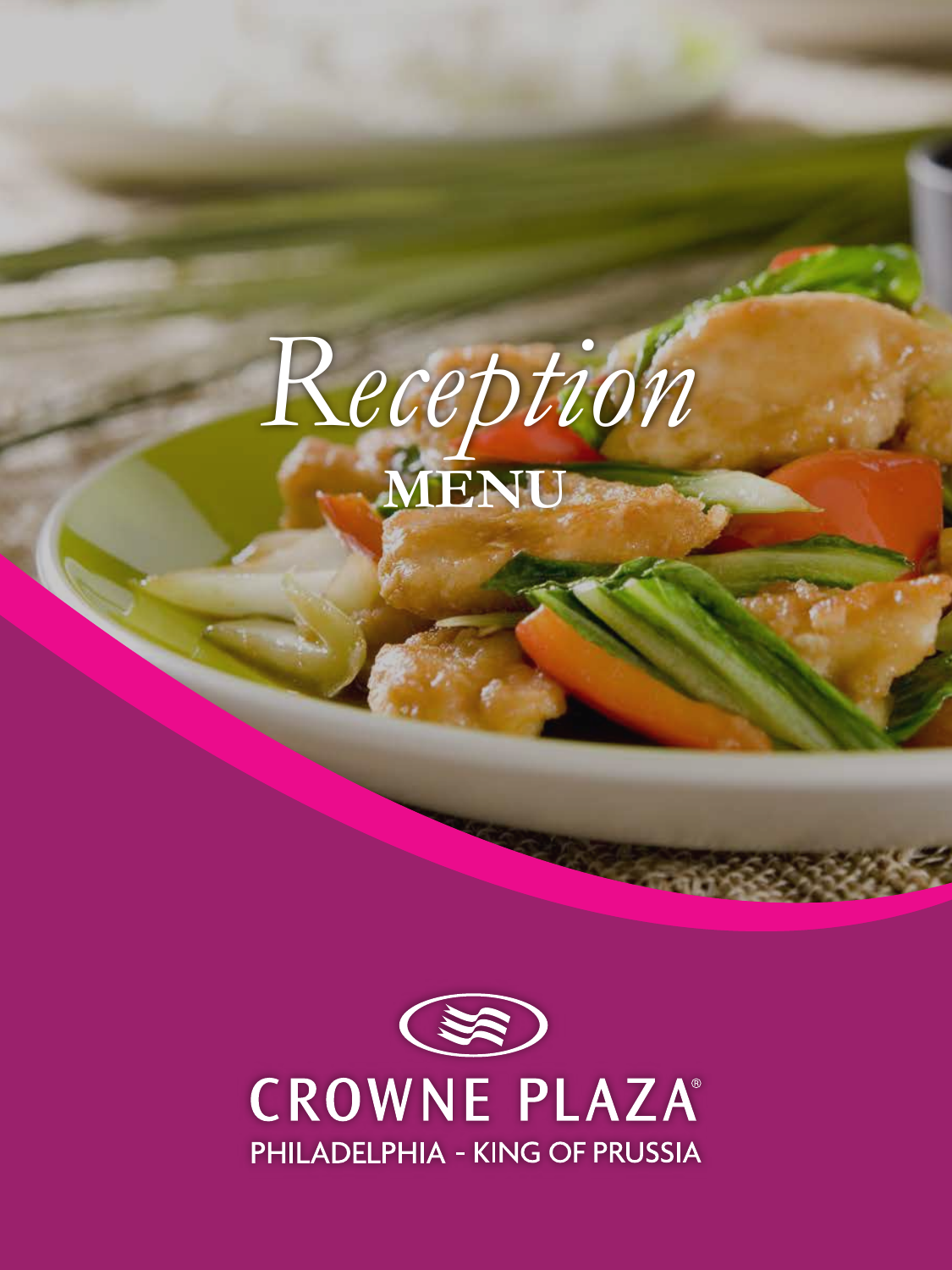# *Reception* MENU

CROWNE PLAZA®

PHILADELPHIA - KING OF PRUSSIA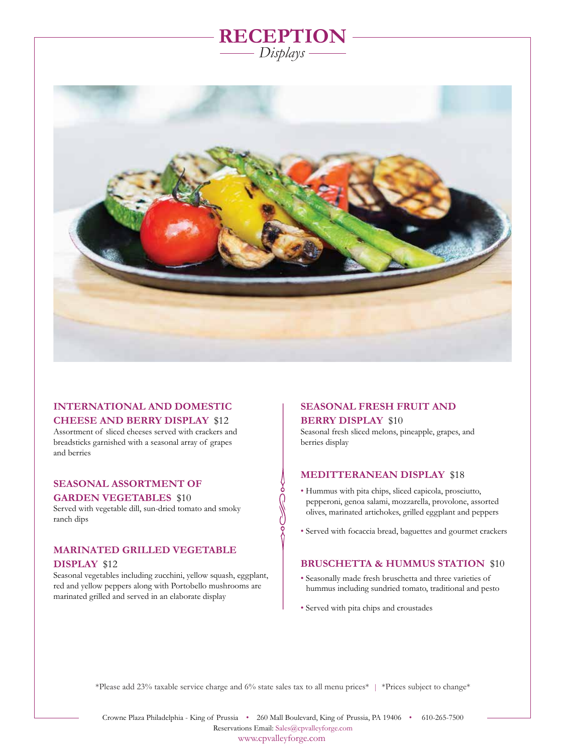# RECEPTION

*Displays*

### INTERNATIONAL AND DOMESTIC CHEESE AND BERRY DISPLAY $12

Assortment of sliced cheeses served with crackers and breadsticks garnished with a seasonal array of grapes and berries

### SEASONAL ASSORTMENT OF GARDEN VEGETABLES $10

Served with vegetable dill, sun-dried tomato and smoky ranch dips

### MARINATED GRILLED VEGETABLE DISPLAY $12

Seasonal vegetables including zucchini, yellow squash, eggplant, red and yellow peppers along with Portobello mushrooms are marinated grilled and served in an elaborate display

### SEASONAL FRESH FRUIT AND BERRY DISPLAY $10

Seasonal fresh sliced melons, pineapple, grapes, and berries display

### MEDITTERANEAN DISPLAY $18

- Hummus with pita chips, sliced capicola, prosciutto, pepperoni, genoa salami, mozzarella, provolone, assorted olives, marinated artichokes, grilled eggplant and peppers
- Served with focaccia bread, baguettes and gourmet crackers

### BRUSCHETTA & HUMMUS STATION $10

- Seasonally made fresh bruschetta and three varieties of hummus including sundried tomato, traditional and pesto
- Served with pita chips and croustades

*Please add 23% taxable service charge and 6% state sales tax to all menu prices* | *Prices subject to change*

Crowne Plaza Philadelphia - King of Prussia • 260 Mall Boulevard, King of Prussia, PA 19406 • 610-265-7500
Reservations Email: Sales@cpvalleyforge.com
www.cpvalleyforge.com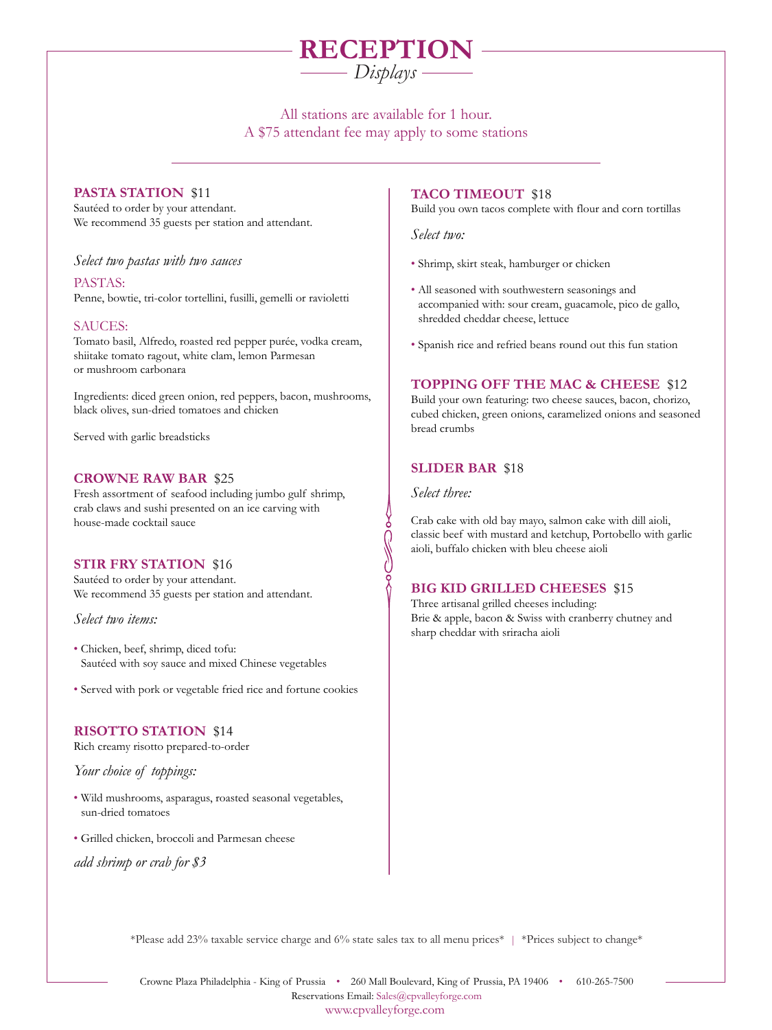# RECEPTION
## *Displays*

All stations are available for 1 hour.
A $75 attendant fee may apply to some stations

---

### PASTA STATION $11

Sautéed to order by your attendant.
We recommend 35 guests per station and attendant.

*Select two pastas with two sauces*

PASTAS:
Penne, bowtie, tri-color tortellini, fusilli, gemelli or ravioletti

SAUCES:
Tomato basil, Alfredo, roasted red pepper purée, vodka cream, shiitake tomato ragout, white clam, lemon Parmesan or mushroom carbonara

Ingredients: diced green onion, red peppers, bacon, mushrooms, black olives, sun-dried tomatoes and chicken

Served with garlic breadsticks

### CROWNE RAW BAR $25

Fresh assortment of seafood including jumbo gulf shrimp, crab claws and sushi presented on an ice carving with house-made cocktail sauce

### STIR FRY STATION $16

Sautéed to order by your attendant.
We recommend 35 guests per station and attendant.

*Select two items:*

- Chicken, beef, shrimp, diced tofu: Sautéed with soy sauce and mixed Chinese vegetables
- Served with pork or vegetable fried rice and fortune cookies

### RISOTTO STATION $14

Rich creamy risotto prepared-to-order

*Your choice of toppings:*

- Wild mushrooms, asparagus, roasted seasonal vegetables, sun-dried tomatoes
- Grilled chicken, broccoli and Parmesan cheese

*add shrimp or crab for $3*

### TACO TIMEOUT $18

Build you own tacos complete with flour and corn tortillas

*Select two:*

- Shrimp, skirt steak, hamburger or chicken
- All seasoned with southwestern seasonings and accompanied with: sour cream, guacamole, pico de gallo, shredded cheddar cheese, lettuce
- Spanish rice and refried beans round out this fun station

### TOPPING OFF THE MAC & CHEESE $12

Build your own featuring: two cheese sauces, bacon, chorizo, cubed chicken, green onions, caramelized onions and seasoned bread crumbs

### SLIDER BAR $18

*Select three:*

Crab cake with old bay mayo, salmon cake with dill aioli, classic beef with mustard and ketchup, Portobello with garlic aioli, buffalo chicken with bleu cheese aioli

### BIG KID GRILLED CHEESES $15

Three artisanal grilled cheeses including:
Brie & apple, bacon & Swiss with cranberry chutney and sharp cheddar with sriracha aioli

*Please add 23% taxable service charge and 6% state sales tax to all menu prices* | *Prices subject to change*

Crowne Plaza Philadelphia - King of Prussia • 260 Mall Boulevard, King of Prussia, PA 19406 • 610-265-7500
Reservations Email: Sales@cpvalleyforge.com
www.cpvalleyforge.com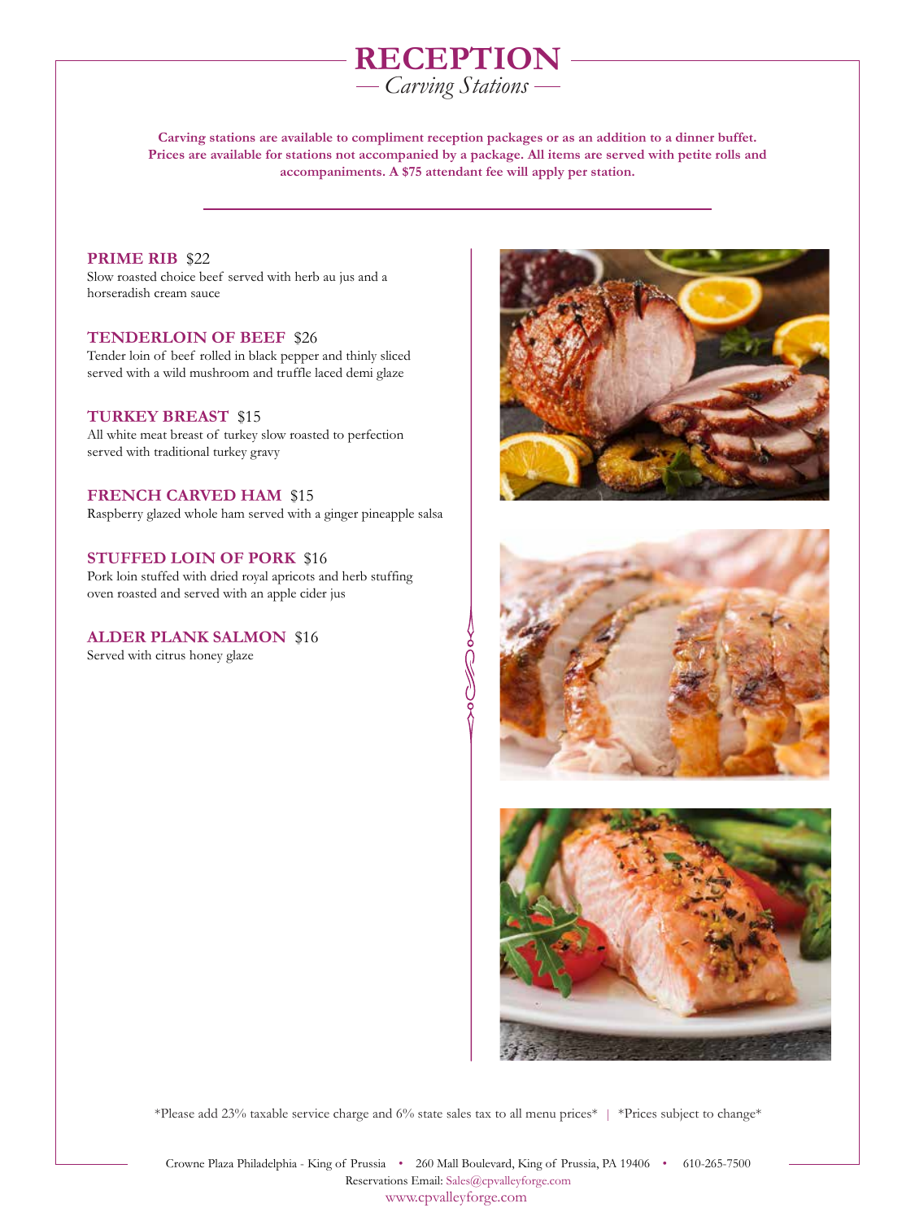# RECEPTION

## *Carving Stations*

**Carving stations are available to compliment reception packages or as an addition to a dinner buffet. Prices are available for stations not accompanied by a package. All items are served with petite rolls and accompaniments. A $75 attendant fee will apply per station.**

---

**PRIME RIB** $22
Slow roasted choice beef served with herb au jus and a horseradish cream sauce

**TENDERLOIN OF BEEF** $26
Tender loin of beef rolled in black pepper and thinly sliced served with a wild mushroom and truffle laced demi glaze

**TURKEY BREAST** $15
All white meat breast of turkey slow roasted to perfection served with traditional turkey gravy

**FRENCH CARVED HAM** $15
Raspberry glazed whole ham served with a ginger pineapple salsa

**STUFFED LOIN OF PORK** $16
Pork loin stuffed with dried royal apricots and herb stuffing oven roasted and served with an apple cider jus

**ALDER PLANK SALMON** $16
Served with citrus honey glaze

*Please add 23% taxable service charge and 6% state sales tax to all menu prices* | *Prices subject to change*

Crowne Plaza Philadelphia - King of Prussia • 260 Mall Boulevard, King of Prussia, PA 19406 • 610-265-7500
Reservations Email: Sales@cpvalleyforge.com
www.cpvalleyforge.com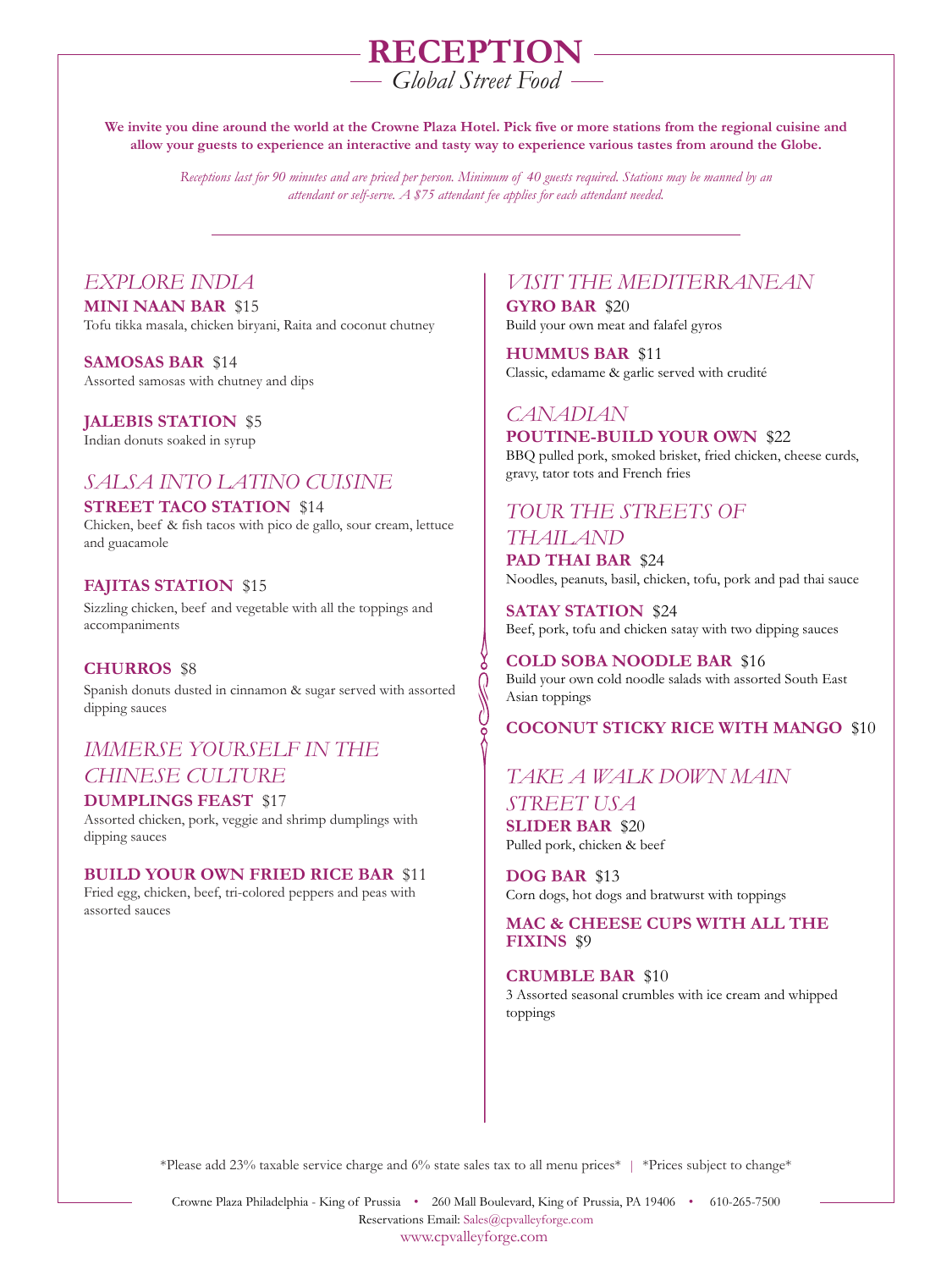# RECEPTION

*Global Street Food*

**We invite you dine around the world at the Crowne Plaza Hotel. Pick five or more stations from the regional cuisine and allow your guests to experience an interactive and tasty way to experience various tastes from around the Globe.**

*Receptions last for 90 minutes and are priced per person. Minimum of 40 guests required. Stations may be manned by an attendant or self-serve. A $75 attendant fee applies for each attendant needed.*

## *EXPLORE INDIA*

**MINI NAAN BAR** $15
Tofu tikka masala, chicken biryani, Raita and coconut chutney

**SAMOSAS BAR** $14
Assorted samosas with chutney and dips

**JALEBIS STATION** $5
Indian donuts soaked in syrup

## *SALSA INTO LATINO CUISINE*

**STREET TACO STATION** $14
Chicken, beef & fish tacos with pico de gallo, sour cream, lettuce and guacamole

**FAJITAS STATION** $15
Sizzling chicken, beef and vegetable with all the toppings and accompaniments

**CHURROS** $8
Spanish donuts dusted in cinnamon & sugar served with assorted dipping sauces

## *IMMERSE YOURSELF IN THE CHINESE CULTURE*

**DUMPLINGS FEAST** $17
Assorted chicken, pork, veggie and shrimp dumplings with dipping sauces

**BUILD YOUR OWN FRIED RICE BAR** $11
Fried egg, chicken, beef, tri-colored peppers and peas with assorted sauces

## *VISIT THE MEDITERRANEAN*

**GYRO BAR** $20
Build your own meat and falafel gyros

**HUMMUS BAR** $11
Classic, edamame & garlic served with crudité

## *CANADIAN*

**POUTINE-BUILD YOUR OWN** $22
BBQ pulled pork, smoked brisket, fried chicken, cheese curds, gravy, tator tots and French fries

## *TOUR THE STREETS OF THAILAND*

**PAD THAI BAR** $24
Noodles, peanuts, basil, chicken, tofu, pork and pad thai sauce

**SATAY STATION** $24
Beef, pork, tofu and chicken satay with two dipping sauces

**COLD SOBA NOODLE BAR** $16
Build your own cold noodle salads with assorted South East Asian toppings

**COCONUT STICKY RICE WITH MANGO** $10

## *TAKE A WALK DOWN MAIN STREET USA*

**SLIDER BAR** $20
Pulled pork, chicken & beef

**DOG BAR** $13
Corn dogs, hot dogs and bratwurst with toppings

**MAC & CHEESE CUPS WITH ALL THE FIXINS** $9

**CRUMBLE BAR** $10
3 Assorted seasonal crumbles with ice cream and whipped toppings

*Please add 23% taxable service charge and 6% state sales tax to all menu prices* | *Prices subject to change*

Crowne Plaza Philadelphia - King of Prussia • 260 Mall Boulevard, King of Prussia, PA 19406 • 610-265-7500
Reservations Email: Sales@cpvalleyforge.com
www.cpvalleyforge.com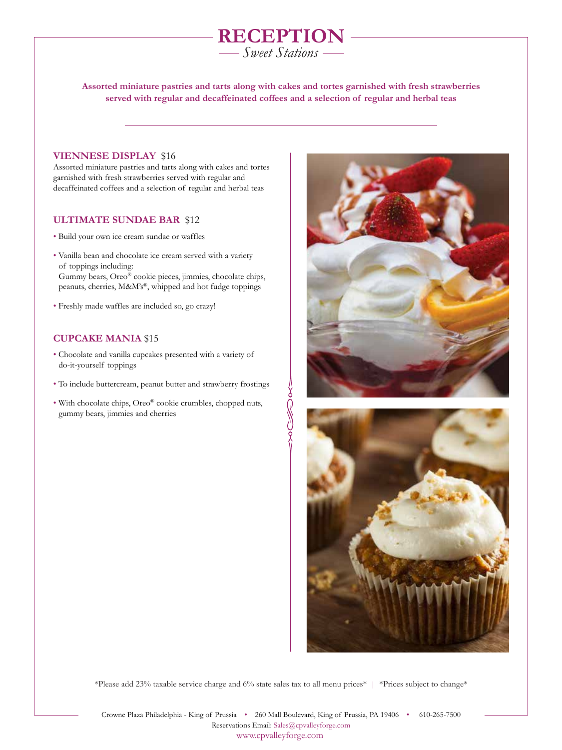# RECEPTION

## *Sweet Stations*

**Assorted miniature pastries and tarts along with cakes and tortes garnished with fresh strawberries served with regular and decaffeinated coffees and a selection of regular and herbal teas**

---

### VIENNESE DISPLAY $16

Assorted miniature pastries and tarts along with cakes and tortes garnished with fresh strawberries served with regular and decaffeinated coffees and a selection of regular and herbal teas

### ULTIMATE SUNDAE BAR $12

- Build your own ice cream sundae or waffles
- Vanilla bean and chocolate ice cream served with a variety of toppings including:
  Gummy bears, Oreo® cookie pieces, jimmies, chocolate chips, peanuts, cherries, M&M's®, whipped and hot fudge toppings
- Freshly made waffles are included so, go crazy!

### CUPCAKE MANIA $15

- Chocolate and vanilla cupcakes presented with a variety of do-it-yourself toppings
- To include buttercream, peanut butter and strawberry frostings
- With chocolate chips, Oreo® cookie crumbles, chopped nuts, gummy bears, jimmies and cherries

*Please add 23% taxable service charge and 6% state sales tax to all menu prices* | *Prices subject to change*

Crowne Plaza Philadelphia - King of Prussia • 260 Mall Boulevard, King of Prussia, PA 19406 • 610-265-7500
Reservations Email: Sales@cpvalleyforge.com
www.cpvalleyforge.com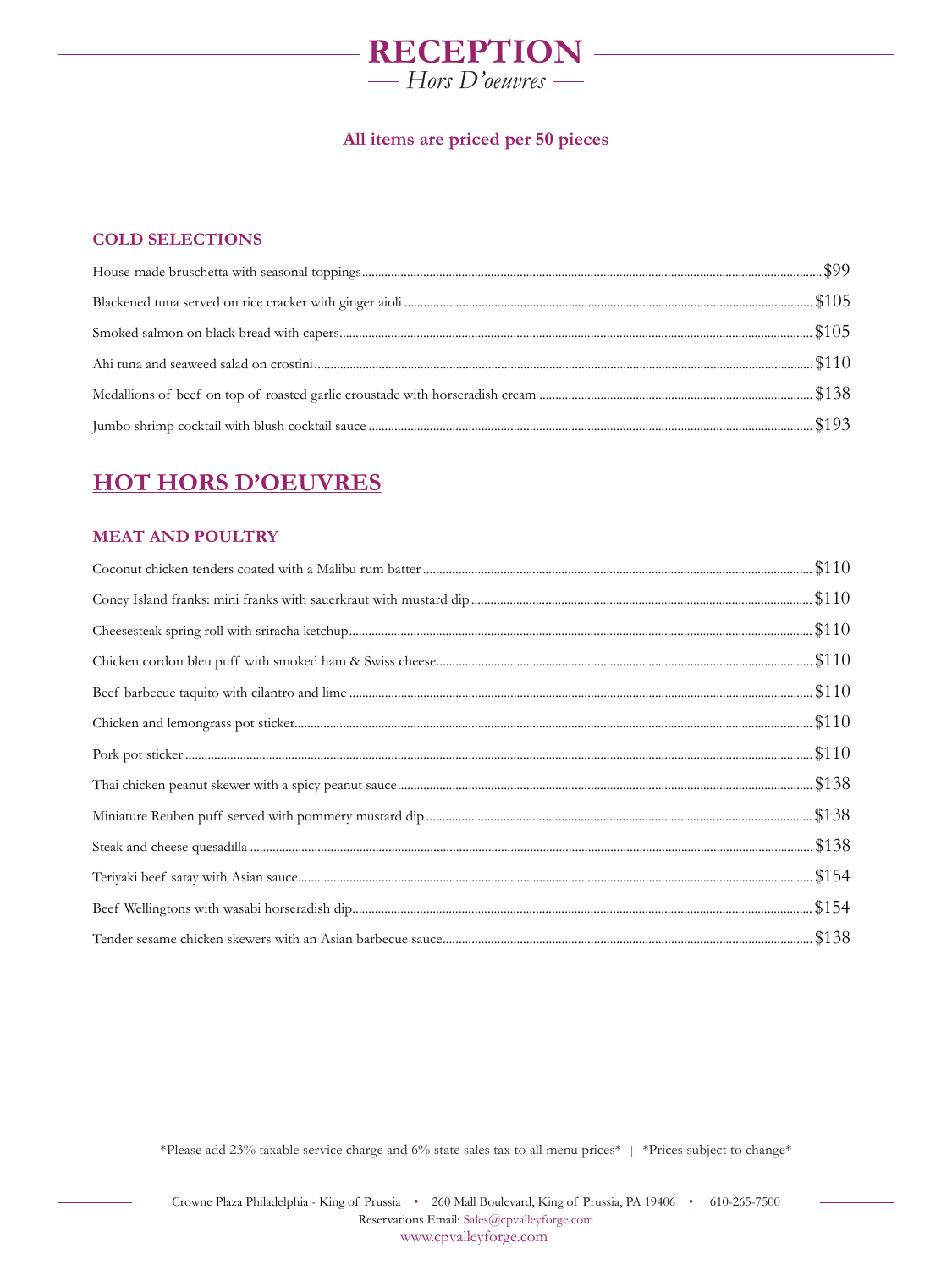# RECEPTION
## *Hors D'oeuvres*

**All items are priced per 50 pieces**

### COLD SELECTIONS

| | |
|---|---|
| House-made bruschetta with seasonal toppings | $99 |
| Blackened tuna served on rice cracker with ginger aioli | $105 |
| Smoked salmon on black bread with capers | $105 |
| Ahi tuna and seaweed salad on crostini | $110 |
| Medallions of beef on top of roasted garlic croustade with horseradish cream | $138 |
| Jumbo shrimp cocktail with blush cocktail sauce | $193 |

## HOT HORS D'OEUVRES

### MEAT AND POULTRY

| | |
|---|---|
| Coconut chicken tenders coated with a Malibu rum batter | $110 |
| Coney Island franks: mini franks with sauerkraut with mustard dip | $110 |
| Cheesesteak spring roll with sriracha ketchup | $110 |
| Chicken cordon bleu puff with smoked ham & Swiss cheese | $110 |
| Beef barbecue taquito with cilantro and lime | $110 |
| Chicken and lemongrass pot sticker | $110 |
| Pork pot sticker | $110 |
| Thai chicken peanut skewer with a spicy peanut sauce | $138 |
| Miniature Reuben puff served with pommery mustard dip | $138 |
| Steak and cheese quesadilla | $138 |
| Teriyaki beef satay with Asian sauce | $154 |
| Beef Wellingtons with wasabi horseradish dip | $154 |
| Tender sesame chicken skewers with an Asian barbecue sauce | $138 |

*Please add 23% taxable service charge and 6% state sales tax to all menu prices* | *Prices subject to change*

Crowne Plaza Philadelphia - King of Prussia • 260 Mall Boulevard, King of Prussia, PA 19406 • 610-265-7500
Reservations Email: Sales@cpvalleyforge.com
www.cpvalleyforge.com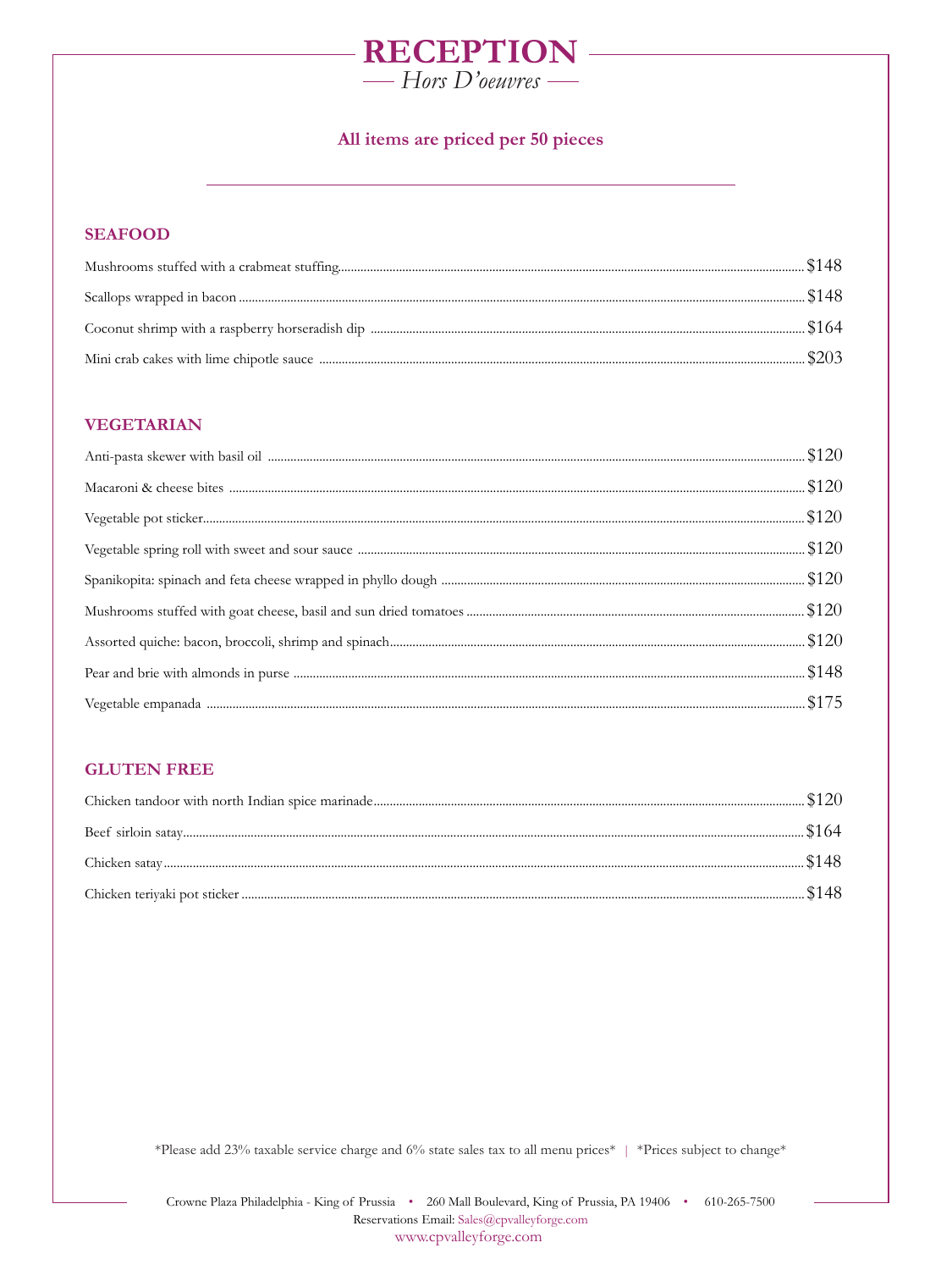# RECEPTION

*Hors D'oeuvres*

**All items are priced per 50 pieces**

## SEAFOOD

| | |
|---|---|
| Mushrooms stuffed with a crabmeat stuffing | $148 |
| Scallops wrapped in bacon | $148 |
| Coconut shrimp with a raspberry horseradish dip | $164 |
| Mini crab cakes with lime chipotle sauce | $203 |

## VEGETARIAN

| | |
|---|---|
| Anti-pasta skewer with basil oil | $120 |
| Macaroni & cheese bites | $120 |
| Vegetable pot sticker | $120 |
| Vegetable spring roll with sweet and sour sauce | $120 |
| Spanikopita: spinach and feta cheese wrapped in phyllo dough | $120 |
| Mushrooms stuffed with goat cheese, basil and sun dried tomatoes | $120 |
| Assorted quiche: bacon, broccoli, shrimp and spinach | $120 |
| Pear and brie with almonds in purse | $148 |
| Vegetable empanada | $175 |

## GLUTEN FREE

| | |
|---|---|
| Chicken tandoor with north Indian spice marinade | $120 |
| Beef sirloin satay | $164 |
| Chicken satay | $148 |
| Chicken teriyaki pot sticker | $148 |

*Please add 23% taxable service charge and 6% state sales tax to all menu prices* | *Prices subject to change*

Crowne Plaza Philadelphia - King of Prussia • 260 Mall Boulevard, King of Prussia, PA 19406 • 610-265-7500
Reservations Email: Sales@cpvalleyforge.com
www.cpvalleyforge.com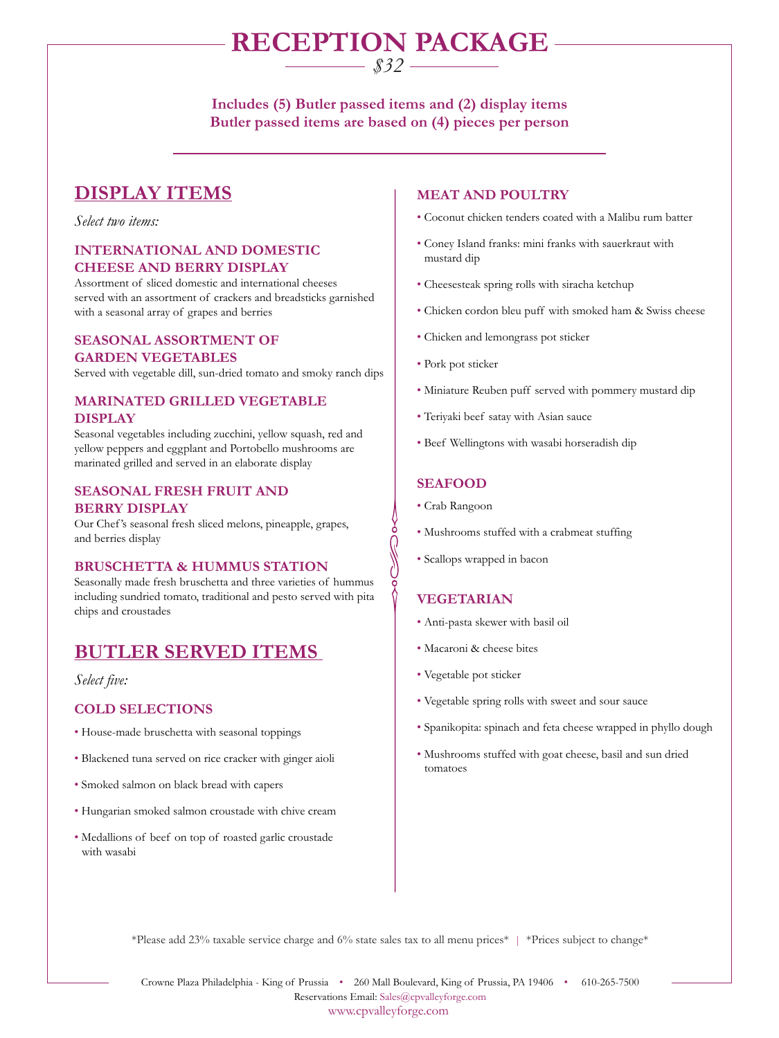# RECEPTION PACKAGE

*$32*

**Includes (5) Butler passed items and (2) display items**
**Butler passed items are based on (4) pieces per person**

## DISPLAY ITEMS

*Select two items:*

### INTERNATIONAL AND DOMESTIC CHEESE AND BERRY DISPLAY

Assortment of sliced domestic and international cheeses served with an assortment of crackers and breadsticks garnished with a seasonal array of grapes and berries

### SEASONAL ASSORTMENT OF GARDEN VEGETABLES

Served with vegetable dill, sun-dried tomato and smoky ranch dips

### MARINATED GRILLED VEGETABLE DISPLAY

Seasonal vegetables including zucchini, yellow squash, red and yellow peppers and eggplant and Portobello mushrooms are marinated grilled and served in an elaborate display

### SEASONAL FRESH FRUIT AND BERRY DISPLAY

Our Chef's seasonal fresh sliced melons, pineapple, grapes, and berries display

### BRUSCHETTA & HUMMUS STATION

Seasonally made fresh bruschetta and three varieties of hummus including sundried tomato, traditional and pesto served with pita chips and croustades

## BUTLER SERVED ITEMS

*Select five:*

### COLD SELECTIONS

- House-made bruschetta with seasonal toppings
- Blackened tuna served on rice cracker with ginger aioli
- Smoked salmon on black bread with capers
- Hungarian smoked salmon croustade with chive cream
- Medallions of beef on top of roasted garlic croustade with wasabi

### MEAT AND POULTRY

- Coconut chicken tenders coated with a Malibu rum batter
- Coney Island franks: mini franks with sauerkraut with mustard dip
- Cheesesteak spring rolls with siracha ketchup
- Chicken cordon bleu puff with smoked ham & Swiss cheese
- Chicken and lemongrass pot sticker
- Pork pot sticker
- Miniature Reuben puff served with pommery mustard dip
- Teriyaki beef satay with Asian sauce
- Beef Wellingtons with wasabi horseradish dip

### SEAFOOD

- Crab Rangoon
- Mushrooms stuffed with a crabmeat stuffing
- Scallops wrapped in bacon

### VEGETARIAN

- Anti-pasta skewer with basil oil
- Macaroni & cheese bites
- Vegetable pot sticker
- Vegetable spring rolls with sweet and sour sauce
- Spanikopita: spinach and feta cheese wrapped in phyllo dough
- Mushrooms stuffed with goat cheese, basil and sun dried tomatoes

*Please add 23% taxable service charge and 6% state sales tax to all menu prices* | *Prices subject to change*

Crowne Plaza Philadelphia - King of Prussia • 260 Mall Boulevard, King of Prussia, PA 19406 • 610-265-7500
Reservations Email: Sales@cpvalleyforge.com
www.cpvalleyforge.com